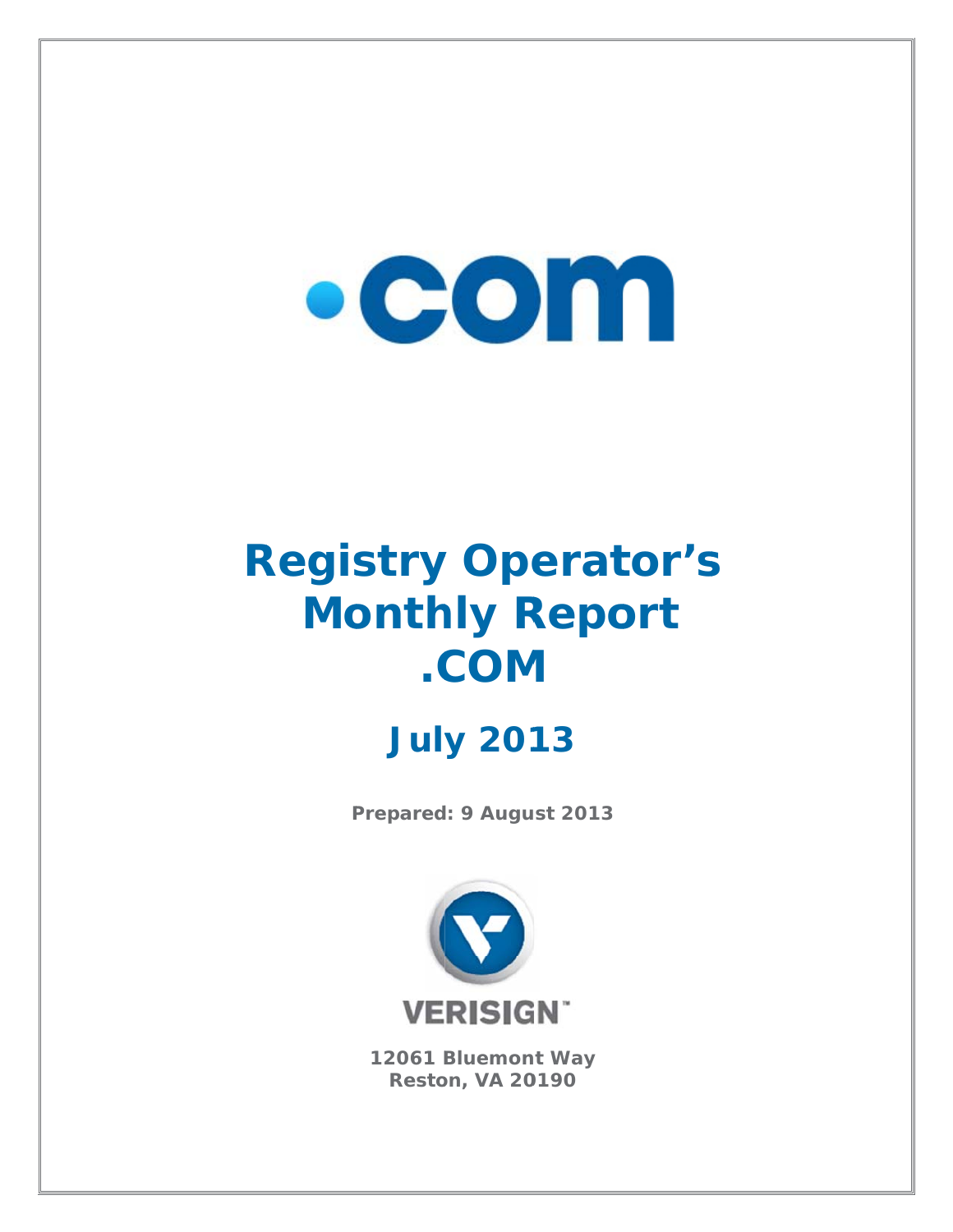# Registry Operator's Monthly Report .COM

## July 2013

**Prepared: 9 August 2013**

**12061 Bluemont Way**
**Reston, VA 20190**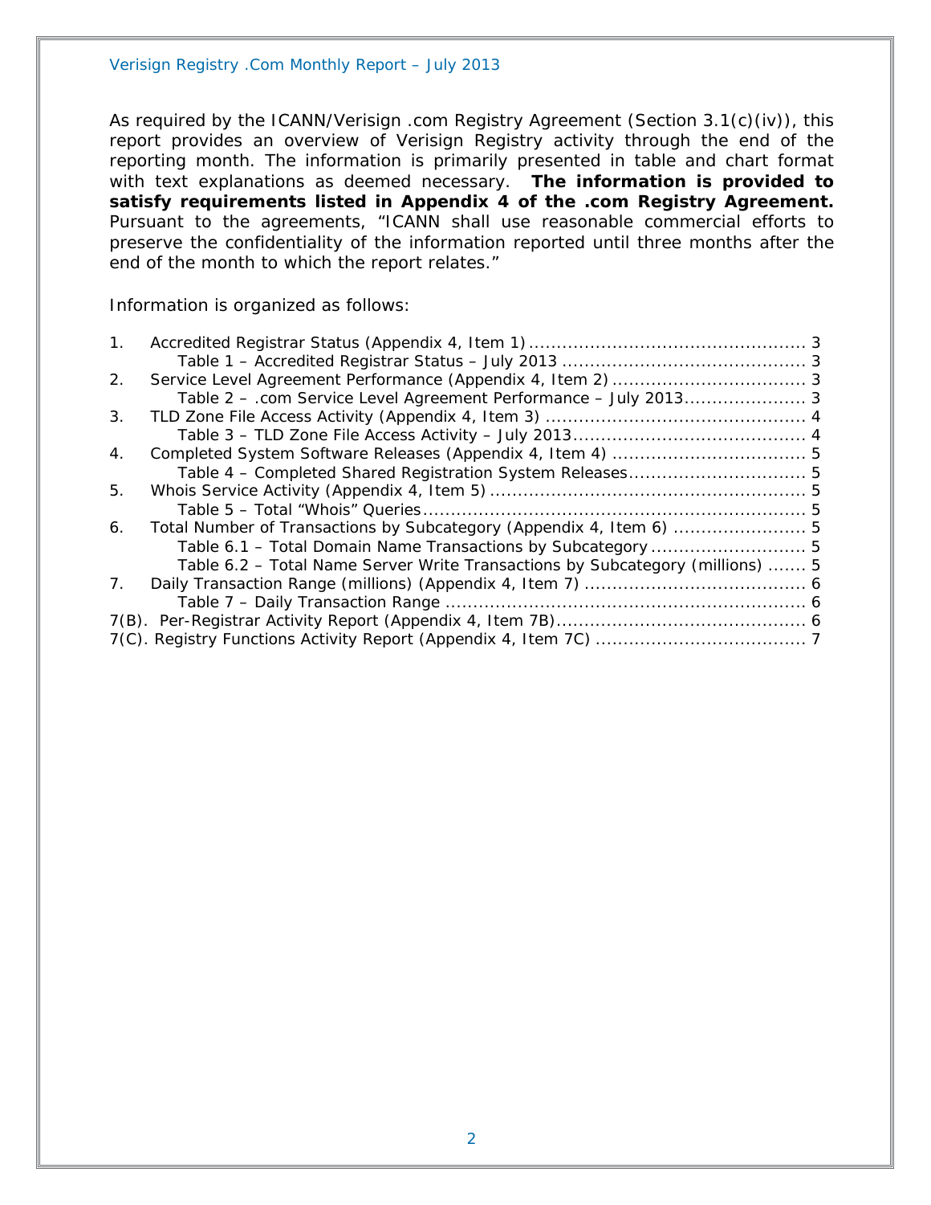As required by the ICANN/Verisign .com Registry Agreement (Section 3.1(c)(iv)), this report provides an overview of Verisign Registry activity through the end of the reporting month. The information is primarily presented in table and chart format with text explanations as deemed necessary. **The information is provided to satisfy requirements listed in Appendix 4 of the .com Registry Agreement.** Pursuant to the agreements, "ICANN shall use reasonable commercial efforts to preserve the confidentiality of the information reported until three months after the end of the month to which the report relates."

Information is organized as follows:

1. Accredited Registrar Status (Appendix 4, Item 1) ..... 3
   - Table 1 – Accredited Registrar Status – July 2013 ..... 3
2. Service Level Agreement Performance (Appendix 4, Item 2) ..... 3
   - Table 2 – .com Service Level Agreement Performance – July 2013 ..... 3
3. TLD Zone File Access Activity (Appendix 4, Item 3) ..... 4
   - Table 3 – TLD Zone File Access Activity – July 2013 ..... 4
4. Completed System Software Releases (Appendix 4, Item 4) ..... 5
   - Table 4 – Completed Shared Registration System Releases ..... 5
5. Whois Service Activity (Appendix 4, Item 5) ..... 5
   - Table 5 – Total "Whois" Queries ..... 5
6. Total Number of Transactions by Subcategory (Appendix 4, Item 6) ..... 5
   - Table 6.1 – Total Domain Name Transactions by Subcategory ..... 5
   - Table 6.2 – Total Name Server Write Transactions by Subcategory (millions) ..... 5
7. Daily Transaction Range (millions) (Appendix 4, Item 7) ..... 6
   - Table 7 – Daily Transaction Range ..... 6

7(B). Per-Registrar Activity Report (Appendix 4, Item 7B) ..... 6

7(C). Registry Functions Activity Report (Appendix 4, Item 7C) ..... 7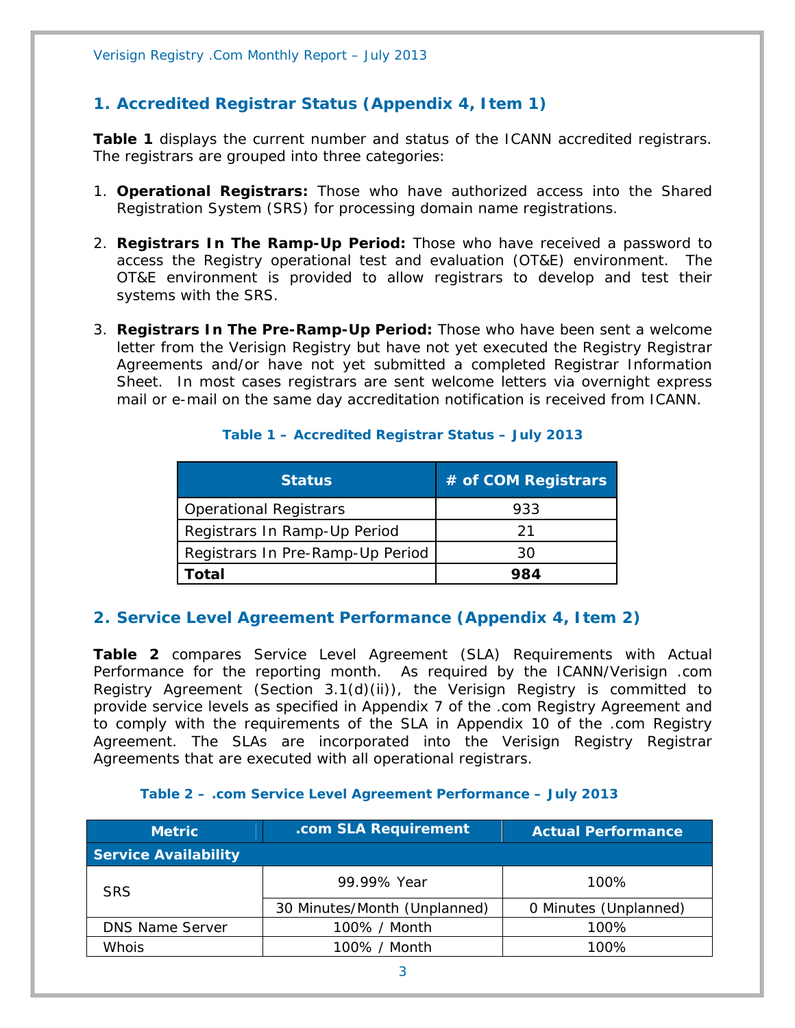## 1. Accredited Registrar Status (Appendix 4, Item 1)

**Table 1** displays the current number and status of the ICANN accredited registrars. The registrars are grouped into three categories:

1. **Operational Registrars:** Those who have authorized access into the Shared Registration System (SRS) for processing domain name registrations.

2. **Registrars In The Ramp-Up Period:** Those who have received a password to access the Registry operational test and evaluation (OT&E) environment. The OT&E environment is provided to allow registrars to develop and test their systems with the SRS.

3. **Registrars In The Pre-Ramp-Up Period:** Those who have been sent a welcome letter from the Verisign Registry but have not yet executed the Registry Registrar Agreements and/or have not yet submitted a completed Registrar Information Sheet. In most cases registrars are sent welcome letters via overnight express mail or e-mail on the same day accreditation notification is received from ICANN.

**Table 1 – Accredited Registrar Status – July 2013**

| Status | # of COM Registrars |
|---|---|
| Operational Registrars | 933 |
| Registrars In Ramp-Up Period | 21 |
| Registrars In Pre-Ramp-Up Period | 30 |
| **Total** | **984** |

## 2. Service Level Agreement Performance (Appendix 4, Item 2)

**Table 2** compares Service Level Agreement (SLA) Requirements with Actual Performance for the reporting month. As required by the ICANN/Verisign .com Registry Agreement (Section 3.1(d)(ii)), the Verisign Registry is committed to provide service levels as specified in Appendix 7 of the .com Registry Agreement and to comply with the requirements of the SLA in Appendix 10 of the .com Registry Agreement. The SLAs are incorporated into the Verisign Registry Registrar Agreements that are executed with all operational registrars.

**Table 2 – .com Service Level Agreement Performance – July 2013**

| Metric | .com SLA Requirement | Actual Performance |
|---|---|---|
| **Service Availability** | | |
| SRS | 99.99% Year | 100% |
| | 30 Minutes/Month (Unplanned) | 0 Minutes (Unplanned) |
| DNS Name Server | 100% / Month | 100% |
| Whois | 100% / Month | 100% |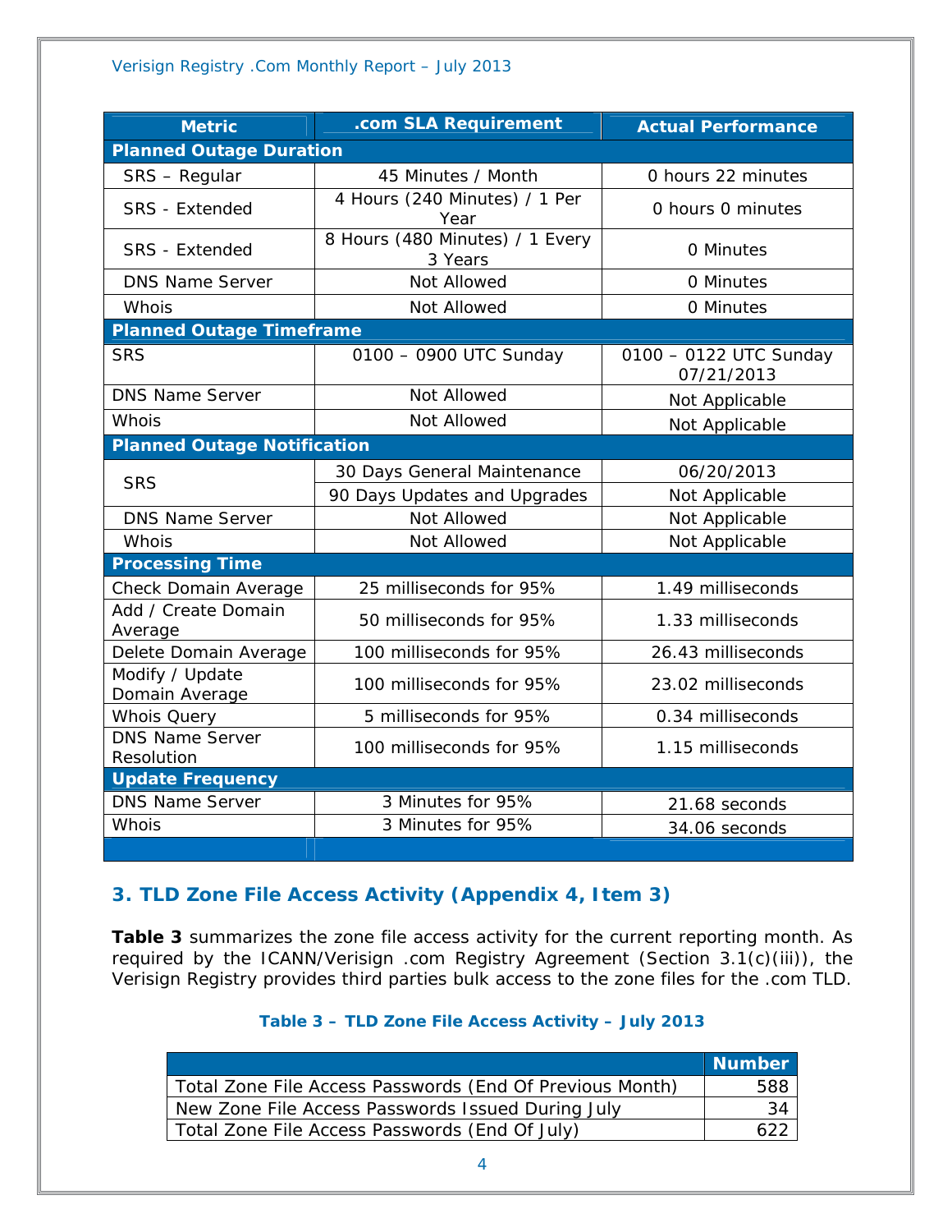| Metric | .com SLA Requirement | Actual Performance |
| --- | --- | --- |
| **Planned Outage Duration** | | |
| SRS – Regular | 45 Minutes / Month | 0 hours 22 minutes |
| SRS - Extended | 4 Hours (240 Minutes) / 1 Per Year | 0 hours 0 minutes |
| SRS - Extended | 8 Hours (480 Minutes) / 1 Every 3 Years | 0 Minutes |
| DNS Name Server | Not Allowed | 0 Minutes |
| Whois | Not Allowed | 0 Minutes |
| **Planned Outage Timeframe** | | |
| SRS | 0100 – 0900 UTC Sunday | 0100 – 0122 UTC Sunday 07/21/2013 |
| DNS Name Server | Not Allowed | Not Applicable |
| Whois | Not Allowed | Not Applicable |
| **Planned Outage Notification** | | |
| SRS | 30 Days General Maintenance | 06/20/2013 |
| | 90 Days Updates and Upgrades | Not Applicable |
| DNS Name Server | Not Allowed | Not Applicable |
| Whois | Not Allowed | Not Applicable |
| **Processing Time** | | |
| Check Domain Average | 25 milliseconds for 95% | 1.49 milliseconds |
| Add / Create Domain Average | 50 milliseconds for 95% | 1.33 milliseconds |
| Delete Domain Average | 100 milliseconds for 95% | 26.43 milliseconds |
| Modify / Update Domain Average | 100 milliseconds for 95% | 23.02 milliseconds |
| Whois Query | 5 milliseconds for 95% | 0.34 milliseconds |
| DNS Name Server Resolution | 100 milliseconds for 95% | 1.15 milliseconds |
| **Update Frequency** | | |
| DNS Name Server | 3 Minutes for 95% | 21.68 seconds |
| Whois | 3 Minutes for 95% | 34.06 seconds |

## 3. TLD Zone File Access Activity (Appendix 4, Item 3)

**Table 3** summarizes the zone file access activity for the current reporting month. As required by the ICANN/Verisign .com Registry Agreement (Section 3.1(c)(iii)), the Verisign Registry provides third parties bulk access to the zone files for the .com TLD.

**Table 3 – TLD Zone File Access Activity – July 2013**

| | Number |
| --- | --- |
| Total Zone File Access Passwords (End Of Previous Month) | 588 |
| New Zone File Access Passwords Issued During July | 34 |
| Total Zone File Access Passwords (End Of July) | 622 |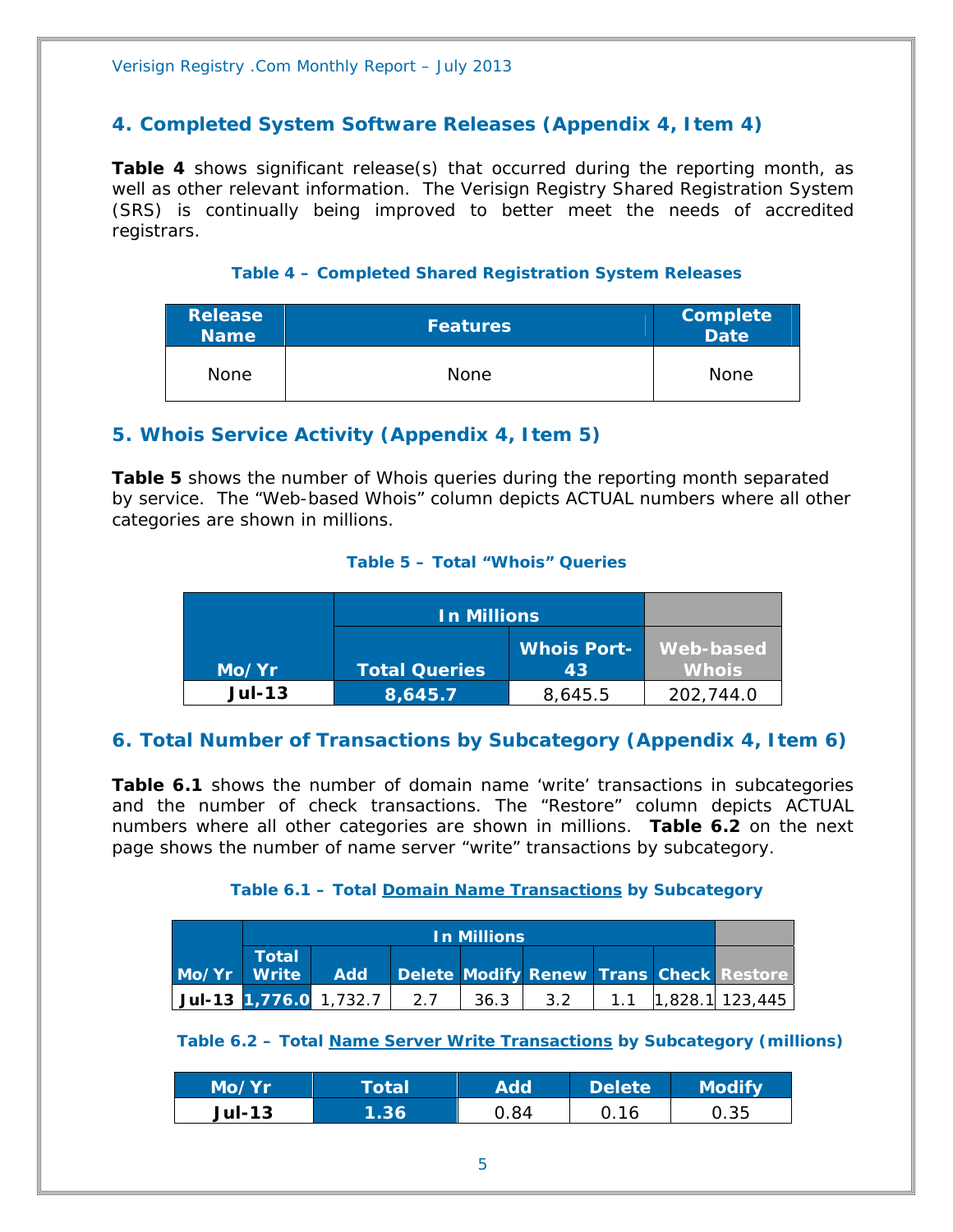## 4. Completed System Software Releases (Appendix 4, Item 4)

**Table 4** shows significant release(s) that occurred during the reporting month, as well as other relevant information. The Verisign Registry Shared Registration System (SRS) is continually being improved to better meet the needs of accredited registrars.

**Table 4 – Completed Shared Registration System Releases**

| Release Name | Features | Complete Date |
|---|---|---|
| None | None | None |

## 5. Whois Service Activity (Appendix 4, Item 5)

**Table 5** shows the number of Whois queries during the reporting month separated by service. The "Web-based Whois" column depicts ACTUAL numbers where all other categories are shown in millions.

**Table 5 – Total "Whois" Queries**

| | In Millions | | |
|---|---|---|---|
| **Mo/Yr** | **Total Queries** | **Whois Port-43** | **Web-based Whois** |
| **Jul-13** | **8,645.7** | 8,645.5 | 202,744.0 |

## 6. Total Number of Transactions by Subcategory (Appendix 4, Item 6)

**Table 6.1** shows the number of domain name 'write' transactions in subcategories and the number of check transactions. The "Restore" column depicts ACTUAL numbers where all other categories are shown in millions. **Table 6.2** on the next page shows the number of name server "write" transactions by subcategory.

**Table 6.1 – Total Domain Name Transactions by Subcategory**

| | In Millions | | | | | | | |
|---|---|---|---|---|---|---|---|---|
| **Mo/Yr** | **Total Write** | **Add** | **Delete** | **Modify** | **Renew** | **Trans** | **Check** | **Restore** |
| **Jul-13** | **1,776.0** | 1,732.7 | 2.7 | 36.3 | 3.2 | 1.1 | 1,828.1 | 123,445 |

**Table 6.2 – Total Name Server Write Transactions by Subcategory (millions)**

| Mo/Yr | Total | Add | Delete | Modify |
|---|---|---|---|---|
| **Jul-13** | **1.36** | 0.84 | 0.16 | 0.35 |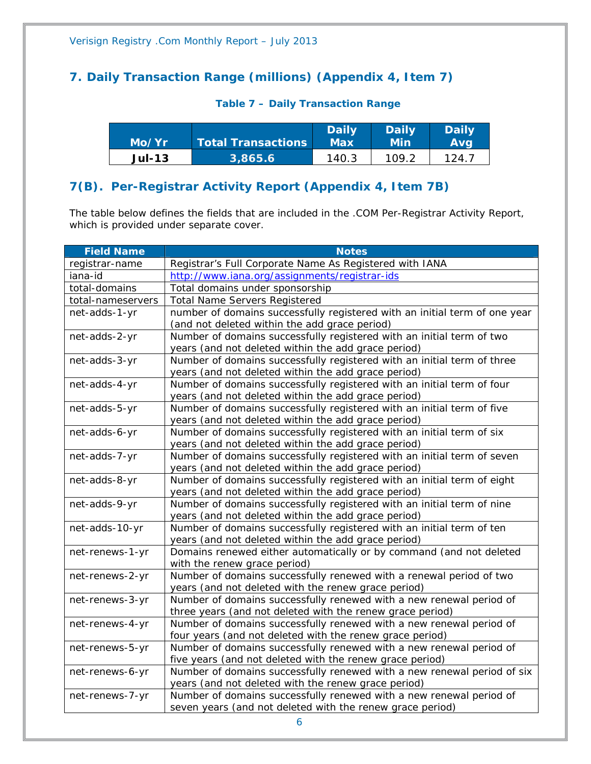## 7. Daily Transaction Range (millions) (Appendix 4, Item 7)

**Table 7 – Daily Transaction Range**

| Mo/Yr | Total Transactions | Daily Max | Daily Min | Daily Avg |
|---|---|---|---|---|
| **Jul-13** | **3,865.6** | 140.3 | 109.2 | 124.7 |

## 7(B). Per-Registrar Activity Report (Appendix 4, Item 7B)

The table below defines the fields that are included in the .COM Per-Registrar Activity Report, which is provided under separate cover.

| Field Name | Notes |
|---|---|
| registrar-name | Registrar's Full Corporate Name As Registered with IANA |
| iana-id | http://www.iana.org/assignments/registrar-ids |
| total-domains | Total domains under sponsorship |
| total-nameservers | Total Name Servers Registered |
| net-adds-1-yr | number of domains successfully registered with an initial term of one year (and not deleted within the add grace period) |
| net-adds-2-yr | Number of domains successfully registered with an initial term of two years (and not deleted within the add grace period) |
| net-adds-3-yr | Number of domains successfully registered with an initial term of three years (and not deleted within the add grace period) |
| net-adds-4-yr | Number of domains successfully registered with an initial term of four years (and not deleted within the add grace period) |
| net-adds-5-yr | Number of domains successfully registered with an initial term of five years (and not deleted within the add grace period) |
| net-adds-6-yr | Number of domains successfully registered with an initial term of six years (and not deleted within the add grace period) |
| net-adds-7-yr | Number of domains successfully registered with an initial term of seven years (and not deleted within the add grace period) |
| net-adds-8-yr | Number of domains successfully registered with an initial term of eight years (and not deleted within the add grace period) |
| net-adds-9-yr | Number of domains successfully registered with an initial term of nine years (and not deleted within the add grace period) |
| net-adds-10-yr | Number of domains successfully registered with an initial term of ten years (and not deleted within the add grace period) |
| net-renews-1-yr | Domains renewed either automatically or by command (and not deleted with the renew grace period) |
| net-renews-2-yr | Number of domains successfully renewed with a renewal period of two years (and not deleted with the renew grace period) |
| net-renews-3-yr | Number of domains successfully renewed with a new renewal period of three years (and not deleted with the renew grace period) |
| net-renews-4-yr | Number of domains successfully renewed with a new renewal period of four years (and not deleted with the renew grace period) |
| net-renews-5-yr | Number of domains successfully renewed with a new renewal period of five years (and not deleted with the renew grace period) |
| net-renews-6-yr | Number of domains successfully renewed with a new renewal period of six years (and not deleted with the renew grace period) |
| net-renews-7-yr | Number of domains successfully renewed with a new renewal period of seven years (and not deleted with the renew grace period) |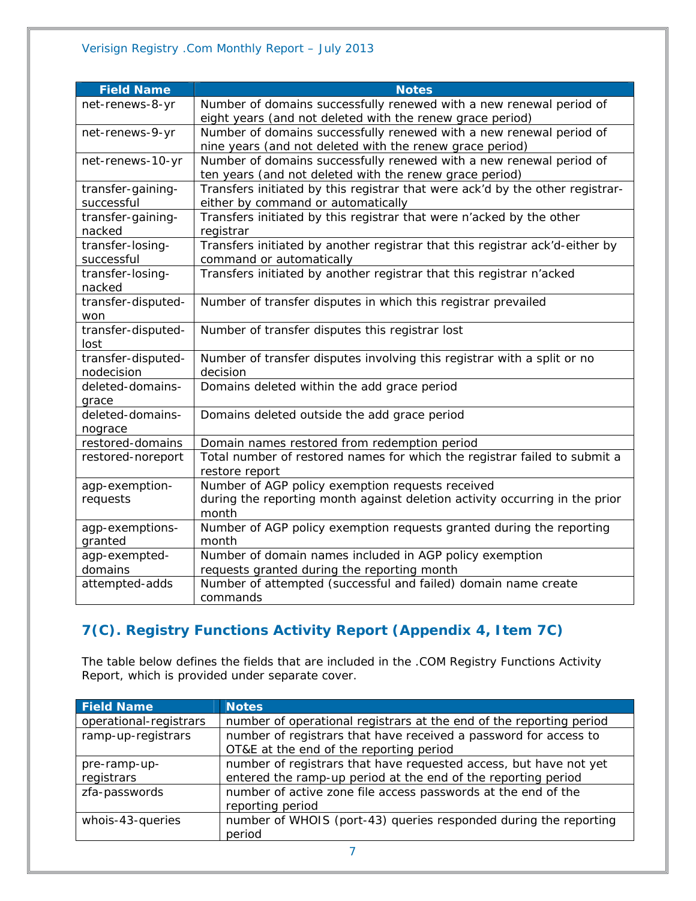| Field Name | Notes |
|---|---|
| net-renews-8-yr | Number of domains successfully renewed with a new renewal period of eight years (and not deleted with the renew grace period) |
| net-renews-9-yr | Number of domains successfully renewed with a new renewal period of nine years (and not deleted with the renew grace period) |
| net-renews-10-yr | Number of domains successfully renewed with a new renewal period of ten years (and not deleted with the renew grace period) |
| transfer-gaining-successful | Transfers initiated by this registrar that were ack'd by the other registrar-either by command or automatically |
| transfer-gaining-nacked | Transfers initiated by this registrar that were n'acked by the other registrar |
| transfer-losing-successful | Transfers initiated by another registrar that this registrar ack'd-either by command or automatically |
| transfer-losing-nacked | Transfers initiated by another registrar that this registrar n'acked |
| transfer-disputed-won | Number of transfer disputes in which this registrar prevailed |
| transfer-disputed-lost | Number of transfer disputes this registrar lost |
| transfer-disputed-nodecision | Number of transfer disputes involving this registrar with a split or no decision |
| deleted-domains-grace | Domains deleted within the add grace period |
| deleted-domains-nograce | Domains deleted outside the add grace period |
| restored-domains | Domain names restored from redemption period |
| restored-noreport | Total number of restored names for which the registrar failed to submit a restore report |
| agp-exemption-requests | Number of AGP policy exemption requests received during the reporting month against deletion activity occurring in the prior month |
| agp-exemptions-granted | Number of AGP policy exemption requests granted during the reporting month |
| agp-exempted-domains | Number of domain names included in AGP policy exemption requests granted during the reporting month |
| attempted-adds | Number of attempted (successful and failed) domain name create commands |

## 7(C). Registry Functions Activity Report (Appendix 4, Item 7C)

The table below defines the fields that are included in the .COM Registry Functions Activity Report, which is provided under separate cover.

| Field Name | Notes |
|---|---|
| operational-registrars | number of operational registrars at the end of the reporting period |
| ramp-up-registrars | number of registrars that have received a password for access to OT&E at the end of the reporting period |
| pre-ramp-up-registrars | number of registrars that have requested access, but have not yet entered the ramp-up period at the end of the reporting period |
| zfa-passwords | number of active zone file access passwords at the end of the reporting period |
| whois-43-queries | number of WHOIS (port-43) queries responded during the reporting period |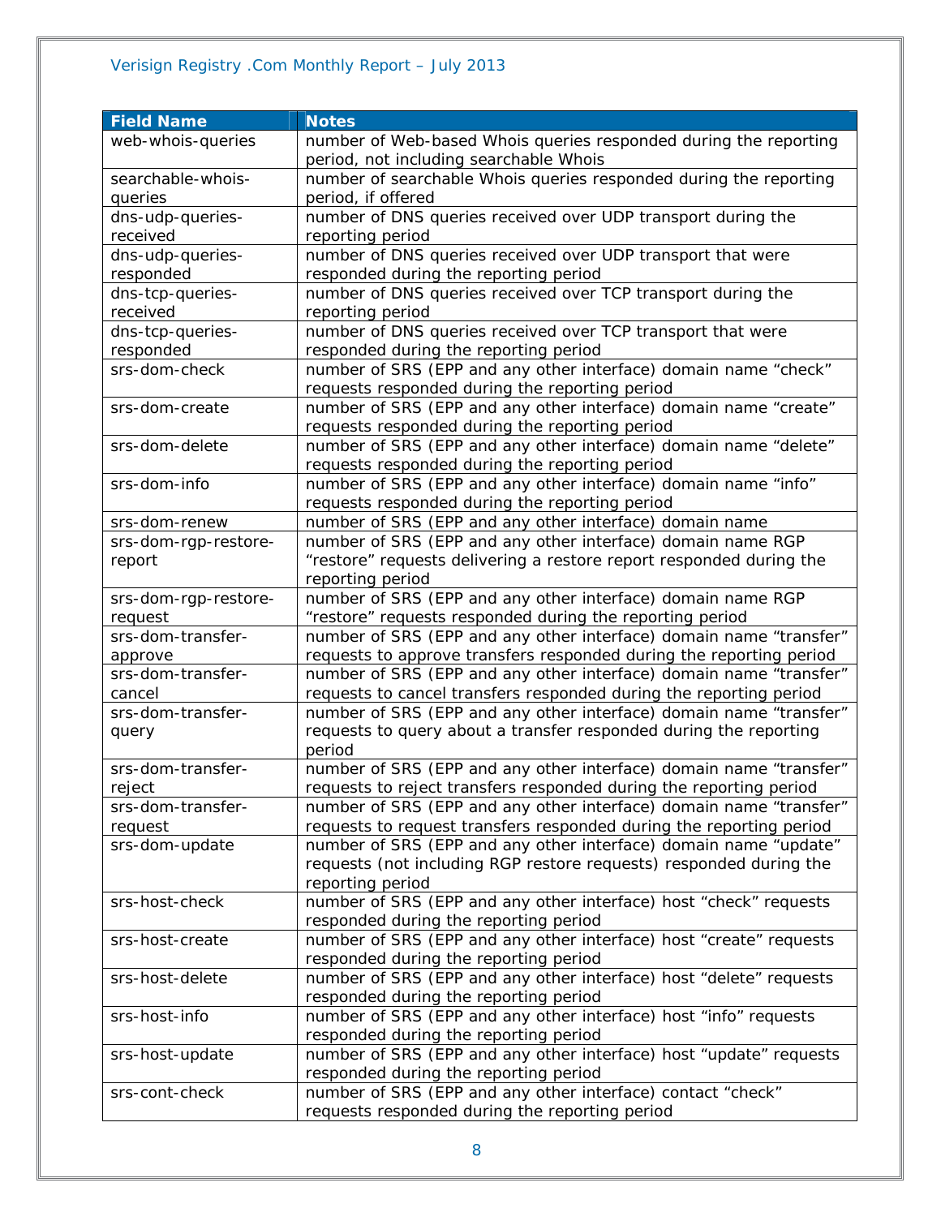| Field Name | Notes |
|---|---|
| web-whois-queries | number of Web-based Whois queries responded during the reporting period, not including searchable Whois |
| searchable-whois-queries | number of searchable Whois queries responded during the reporting period, if offered |
| dns-udp-queries-received | number of DNS queries received over UDP transport during the reporting period |
| dns-udp-queries-responded | number of DNS queries received over UDP transport that were responded during the reporting period |
| dns-tcp-queries-received | number of DNS queries received over TCP transport during the reporting period |
| dns-tcp-queries-responded | number of DNS queries received over TCP transport that were responded during the reporting period |
| srs-dom-check | number of SRS (EPP and any other interface) domain name “check” requests responded during the reporting period |
| srs-dom-create | number of SRS (EPP and any other interface) domain name “create” requests responded during the reporting period |
| srs-dom-delete | number of SRS (EPP and any other interface) domain name “delete” requests responded during the reporting period |
| srs-dom-info | number of SRS (EPP and any other interface) domain name “info” requests responded during the reporting period |
| srs-dom-renew | number of SRS (EPP and any other interface) domain name |
| srs-dom-rgp-restore-report | number of SRS (EPP and any other interface) domain name RGP “restore” requests delivering a restore report responded during the reporting period |
| srs-dom-rgp-restore-request | number of SRS (EPP and any other interface) domain name RGP “restore” requests responded during the reporting period |
| srs-dom-transfer-approve | number of SRS (EPP and any other interface) domain name “transfer” requests to approve transfers responded during the reporting period |
| srs-dom-transfer-cancel | number of SRS (EPP and any other interface) domain name “transfer” requests to cancel transfers responded during the reporting period |
| srs-dom-transfer-query | number of SRS (EPP and any other interface) domain name “transfer” requests to query about a transfer responded during the reporting period |
| srs-dom-transfer-reject | number of SRS (EPP and any other interface) domain name “transfer” requests to reject transfers responded during the reporting period |
| srs-dom-transfer-request | number of SRS (EPP and any other interface) domain name “transfer” requests to request transfers responded during the reporting period |
| srs-dom-update | number of SRS (EPP and any other interface) domain name “update” requests (not including RGP restore requests) responded during the reporting period |
| srs-host-check | number of SRS (EPP and any other interface) host “check” requests responded during the reporting period |
| srs-host-create | number of SRS (EPP and any other interface) host “create” requests responded during the reporting period |
| srs-host-delete | number of SRS (EPP and any other interface) host “delete” requests responded during the reporting period |
| srs-host-info | number of SRS (EPP and any other interface) host “info” requests responded during the reporting period |
| srs-host-update | number of SRS (EPP and any other interface) host “update” requests responded during the reporting period |
| srs-cont-check | number of SRS (EPP and any other interface) contact “check” requests responded during the reporting period |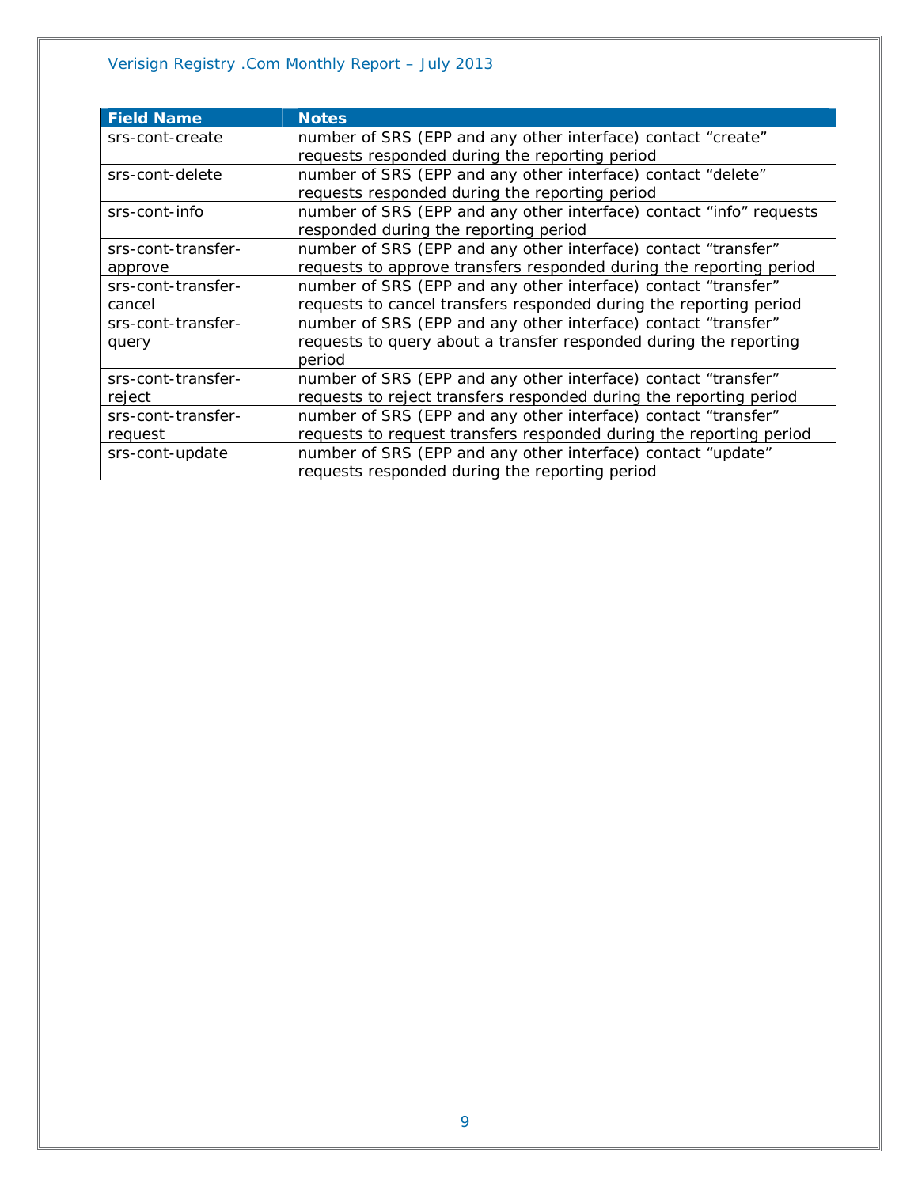| Field Name | Notes |
| --- | --- |
| srs-cont-create | number of SRS (EPP and any other interface) contact “create” requests responded during the reporting period |
| srs-cont-delete | number of SRS (EPP and any other interface) contact “delete” requests responded during the reporting period |
| srs-cont-info | number of SRS (EPP and any other interface) contact “info” requests responded during the reporting period |
| srs-cont-transfer-approve | number of SRS (EPP and any other interface) contact “transfer” requests to approve transfers responded during the reporting period |
| srs-cont-transfer-cancel | number of SRS (EPP and any other interface) contact “transfer” requests to cancel transfers responded during the reporting period |
| srs-cont-transfer-query | number of SRS (EPP and any other interface) contact “transfer” requests to query about a transfer responded during the reporting period |
| srs-cont-transfer-reject | number of SRS (EPP and any other interface) contact “transfer” requests to reject transfers responded during the reporting period |
| srs-cont-transfer-request | number of SRS (EPP and any other interface) contact “transfer” requests to request transfers responded during the reporting period |
| srs-cont-update | number of SRS (EPP and any other interface) contact “update” requests responded during the reporting period |